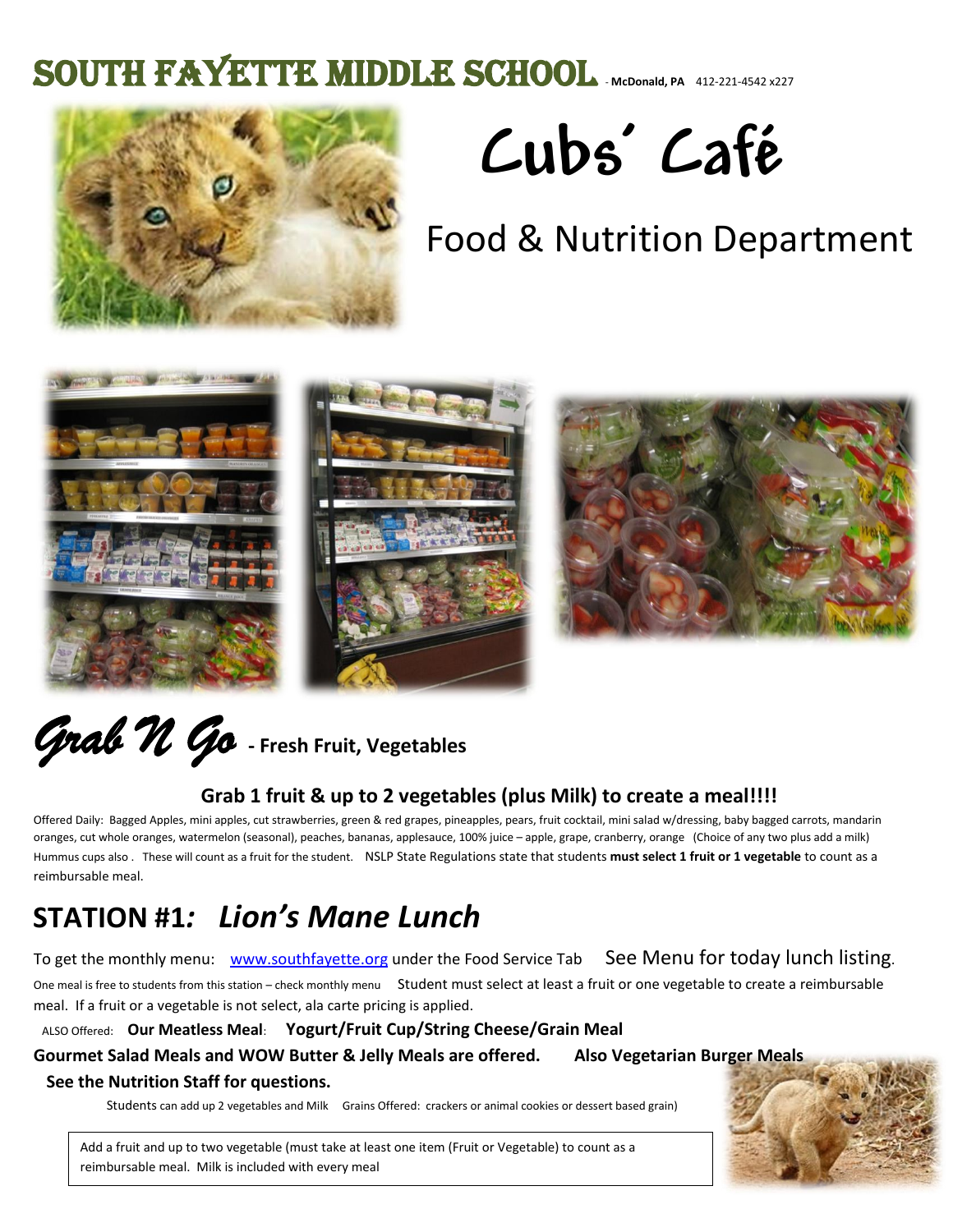# SOUTH FAYETTE MIDDLE SCHOOL - McDonald, PA 412-221-4542 x227

# Cubs' Café

## Food & Nutrition Department

## *Grab N Go* - Fresh Fruit, Vegetables

**Grab 1 fruit & up to 2 vegetables (plus Milk) to create a meal!!!!**

Offered Daily: Bagged Apples, mini apples, cut strawberries, green & red grapes, pineapples, pears, fruit cocktail, mini salad w/dressing, baby bagged carrots, mandarin oranges, cut whole oranges, watermelon (seasonal), peaches, bananas, applesauce, 100% juice – apple, grape, cranberry, orange (Choice of any two plus add a milk) Hummus cups also . These will count as a fruit for the student. NSLP State Regulations state that students **must select 1 fruit or 1 vegetable** to count as a reimbursable meal.

## STATION #1: *Lion's Mane Lunch*

To get the monthly menu: www.southfayette.org under the Food Service Tab See Menu for today lunch listing.

One meal is free to students from this station – check monthly menu Student must select at least a fruit or one vegetable to create a reimbursable meal. If a fruit or a vegetable is not select, ala carte pricing is applied.

ALSO Offered: **Our Meatless Meal**: **Yogurt/Fruit Cup/String Cheese/Grain Meal**

**Gourmet Salad Meals and WOW Butter & Jelly Meals are offered. Also Vegetarian Burger Meals**

**See the Nutrition Staff for questions.**

Students can add up 2 vegetables and Milk Grains Offered: crackers or animal cookies or dessert based grain)

Add a fruit and up to two vegetable (must take at least one item (Fruit or Vegetable) to count as a reimbursable meal. Milk is included with every meal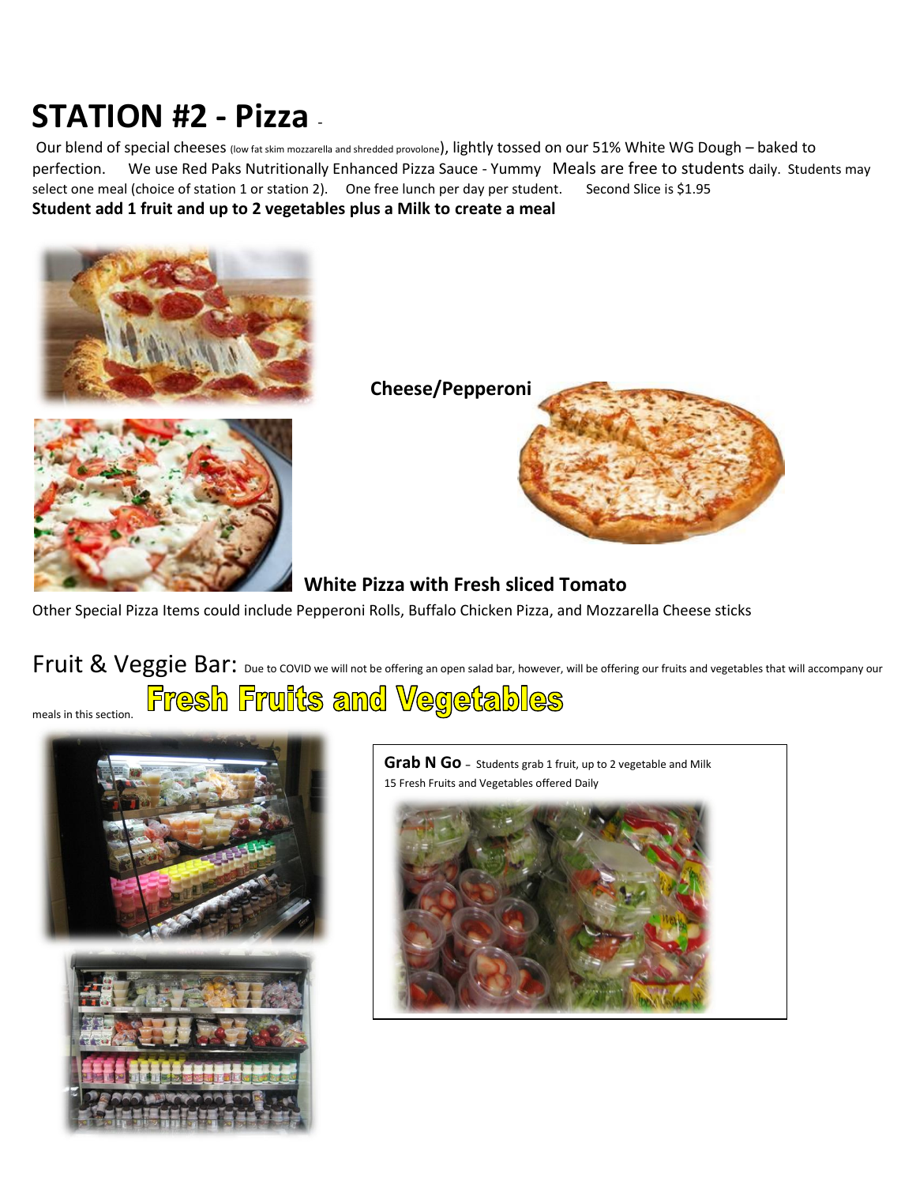# STATION #2 - Pizza -

Our blend of special cheeses (low fat skim mozzarella and shredded provolone), lightly tossed on our 51% White WG Dough – baked to perfection. We use Red Paks Nutritionally Enhanced Pizza Sauce - Yummy Meals are free to students daily. Students may select one meal (choice of station 1 or station 2). One free lunch per day per student. Second Slice is $1.95

**Student add 1 fruit and up to 2 vegetables plus a Milk to create a meal**

**Cheese/Pepperoni**

**White Pizza with Fresh sliced Tomato**

Other Special Pizza Items could include Pepperoni Rolls, Buffalo Chicken Pizza, and Mozzarella Cheese sticks

## Fruit & Veggie Bar: Due to COVID we will not be offering an open salad bar, however, will be offering our fruits and vegetables that will accompany our meals in this section.

**Fresh Fruits and Vegetables**

**Grab N Go** – Students grab 1 fruit, up to 2 vegetable and Milk

15 Fresh Fruits and Vegetables offered Daily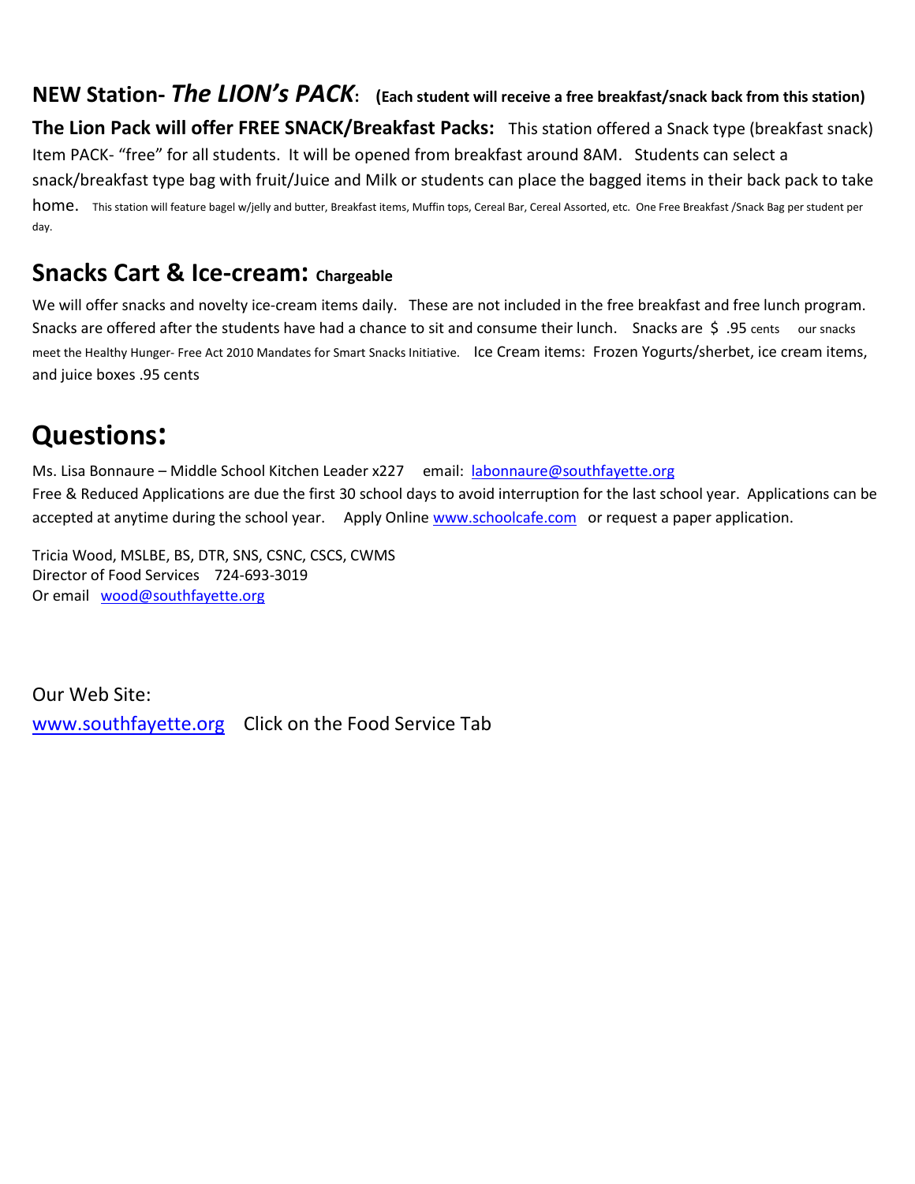## NEW Station- *The LION's PACK*: **(Each student will receive a free breakfast/snack back from this station)**

**The Lion Pack will offer FREE SNACK/Breakfast Packs:** This station offered a Snack type (breakfast snack) Item PACK- "free" for all students. It will be opened from breakfast around 8AM. Students can select a snack/breakfast type bag with fruit/Juice and Milk or students can place the bagged items in their back pack to take home. This station will feature bagel w/jelly and butter, Breakfast items, Muffin tops, Cereal Bar, Cereal Assorted, etc. One Free Breakfast /Snack Bag per student per day.

## Snacks Cart & Ice-cream: **Chargeable**

We will offer snacks and novelty ice-cream items daily. These are not included in the free breakfast and free lunch program. Snacks are offered after the students have had a chance to sit and consume their lunch. Snacks are $ .95 cents our snacks meet the Healthy Hunger- Free Act 2010 Mandates for Smart Snacks Initiative. Ice Cream items: Frozen Yogurts/sherbet, ice cream items, and juice boxes .95 cents

# Questions:

Ms. Lisa Bonnaure – Middle School Kitchen Leader x227 email: labonnaure@southfayette.org
Free & Reduced Applications are due the first 30 school days to avoid interruption for the last school year. Applications can be accepted at anytime during the school year. Apply Online www.schoolcafe.com or request a paper application.

Tricia Wood, MSLBE, BS, DTR, SNS, CSNC, CSCS, CWMS
Director of Food Services 724-693-3019
Or email wood@southfayette.org

Our Web Site:
www.southfayette.org Click on the Food Service Tab